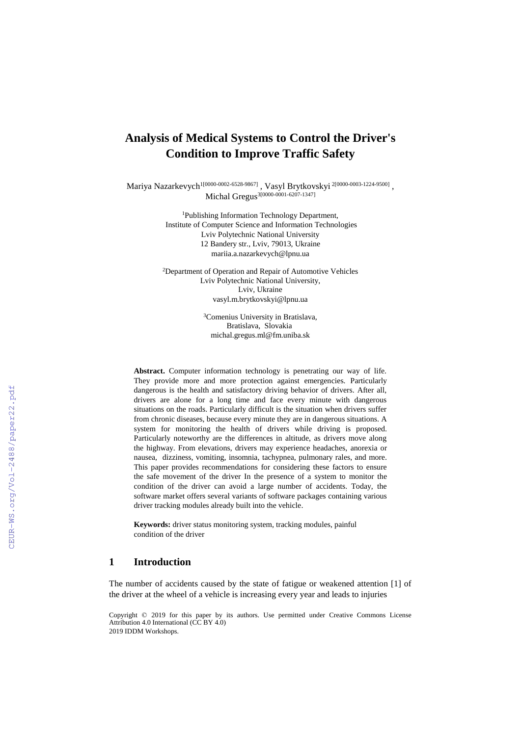# Analysis of Medical Systems to Control the Driver's Condition to Improve Traffic Safety

Mariya Nazarkevych[1[0000-0002-6528-9867]], Vasyl Brytkovskyi [2[0000-0003-1224-9500]], Michal Gregus[3[0000-0001-6207-1347]]

[1]Publishing Information Technology Department,
Institute of Computer Science and Information Technologies
Lviv Polytechnic National University
12 Bandery str., Lviv, 79013, Ukraine
mariia.a.nazarkevych@lpnu.ua

[2]Department of Operation and Repair of Automotive Vehicles
Lviv Polytechnic National University,
Lviv, Ukraine
vasyl.m.brytkovskyi@lpnu.ua

[3]Comenius University in Bratislava,
Bratislava, Slovakia
michal.gregus.ml@fm.uniba.sk

**Abstract.** Computer information technology is penetrating our way of life. They provide more and more protection against emergencies. Particularly dangerous is the health and satisfactory driving behavior of drivers. After all, drivers are alone for a long time and face every minute with dangerous situations on the roads. Particularly difficult is the situation when drivers suffer from chronic diseases, because every minute they are in dangerous situations. A system for monitoring the health of drivers while driving is proposed. Particularly noteworthy are the differences in altitude, as drivers move along the highway. From elevations, drivers may experience headaches, anorexia or nausea, dizziness, vomiting, insomnia, tachypnea, pulmonary rales, and more. This paper provides recommendations for considering these factors to ensure the safe movement of the driver In the presence of a system to monitor the condition of the driver can avoid a large number of accidents. Today, the software market offers several variants of software packages containing various driver tracking modules already built into the vehicle.

**Keywords:** driver status monitoring system, tracking modules, painful condition of the driver

## 1 Introduction

The number of accidents caused by the state of fatigue or weakened attention [1] of the driver at the wheel of a vehicle is increasing every year and leads to injuries

Copyright © 2019 for this paper by its authors. Use permitted under Creative Commons License Attribution 4.0 International (CC BY 4.0)
2019 IDDM Workshops.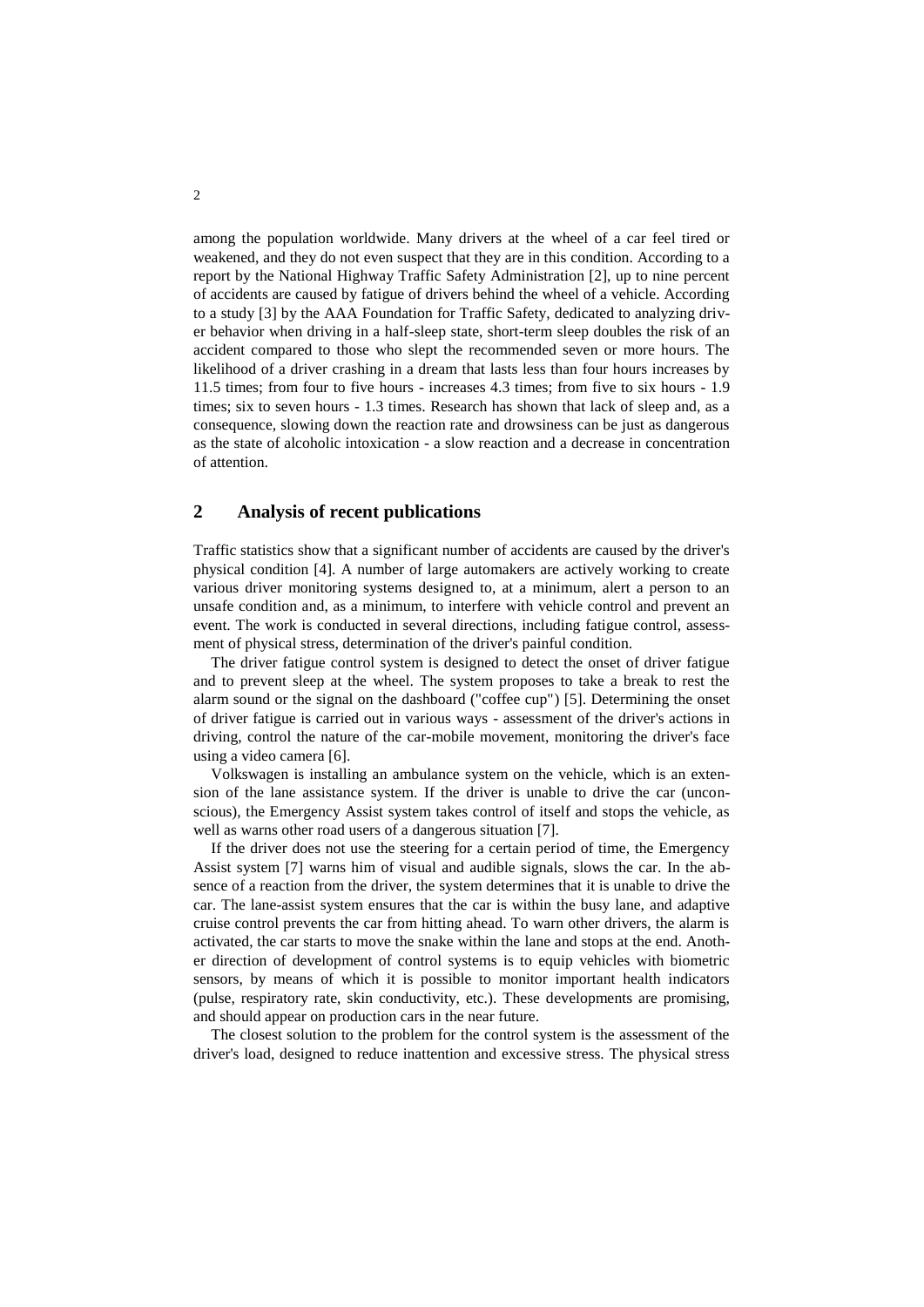among the population worldwide. Many drivers at the wheel of a car feel tired or weakened, and they do not even suspect that they are in this condition. According to a report by the National Highway Traffic Safety Administration [2], up to nine percent of accidents are caused by fatigue of drivers behind the wheel of a vehicle. According to a study [3] by the AAA Foundation for Traffic Safety, dedicated to analyzing driver behavior when driving in a half-sleep state, short-term sleep doubles the risk of an accident compared to those who slept the recommended seven or more hours. The likelihood of a driver crashing in a dream that lasts less than four hours increases by 11.5 times; from four to five hours - increases 4.3 times; from five to six hours - 1.9 times; six to seven hours - 1.3 times. Research has shown that lack of sleep and, as a consequence, slowing down the reaction rate and drowsiness can be just as dangerous as the state of alcoholic intoxication - a slow reaction and a decrease in concentration of attention.

## 2 Analysis of recent publications

Traffic statistics show that a significant number of accidents are caused by the driver's physical condition [4]. A number of large automakers are actively working to create various driver monitoring systems designed to, at a minimum, alert a person to an unsafe condition and, as a minimum, to interfere with vehicle control and prevent an event. The work is conducted in several directions, including fatigue control, assessment of physical stress, determination of the driver's painful condition.

The driver fatigue control system is designed to detect the onset of driver fatigue and to prevent sleep at the wheel. The system proposes to take a break to rest the alarm sound or the signal on the dashboard ("coffee cup") [5]. Determining the onset of driver fatigue is carried out in various ways - assessment of the driver's actions in driving, control the nature of the car-mobile movement, monitoring the driver's face using a video camera [6].

Volkswagen is installing an ambulance system on the vehicle, which is an extension of the lane assistance system. If the driver is unable to drive the car (unconscious), the Emergency Assist system takes control of itself and stops the vehicle, as well as warns other road users of a dangerous situation [7].

If the driver does not use the steering for a certain period of time, the Emergency Assist system [7] warns him of visual and audible signals, slows the car. In the absence of a reaction from the driver, the system determines that it is unable to drive the car. The lane-assist system ensures that the car is within the busy lane, and adaptive cruise control prevents the car from hitting ahead. To warn other drivers, the alarm is activated, the car starts to move the snake within the lane and stops at the end. Another direction of development of control systems is to equip vehicles with biometric sensors, by means of which it is possible to monitor important health indicators (pulse, respiratory rate, skin conductivity, etc.). These developments are promising, and should appear on production cars in the near future.

The closest solution to the problem for the control system is the assessment of the driver's load, designed to reduce inattention and excessive stress. The physical stress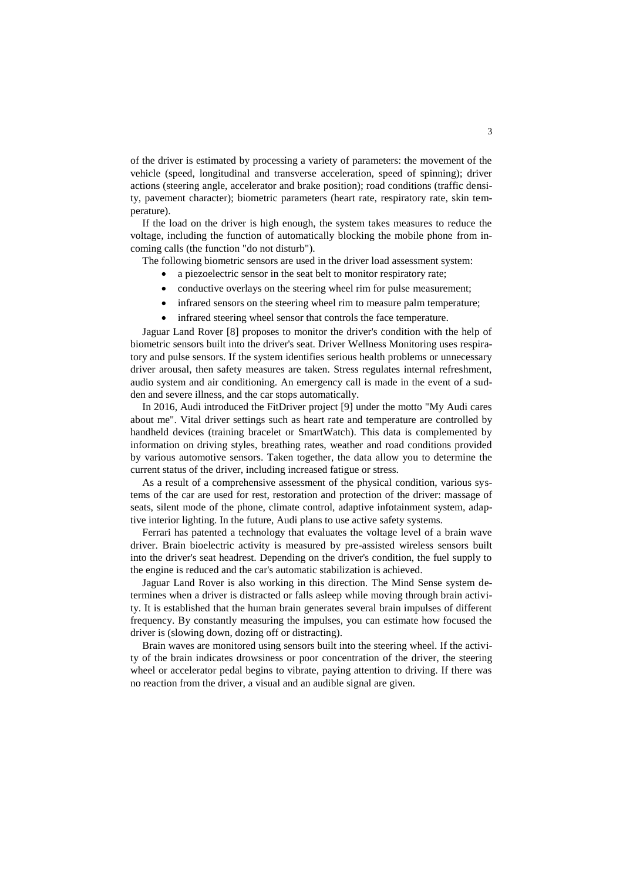of the driver is estimated by processing a variety of parameters: the movement of the vehicle (speed, longitudinal and transverse acceleration, speed of spinning); driver actions (steering angle, accelerator and brake position); road conditions (traffic density, pavement character); biometric parameters (heart rate, respiratory rate, skin temperature).

If the load on the driver is high enough, the system takes measures to reduce the voltage, including the function of automatically blocking the mobile phone from incoming calls (the function "do not disturb").

The following biometric sensors are used in the driver load assessment system:

- a piezoelectric sensor in the seat belt to monitor respiratory rate;
- conductive overlays on the steering wheel rim for pulse measurement;
- infrared sensors on the steering wheel rim to measure palm temperature;
- infrared steering wheel sensor that controls the face temperature.

Jaguar Land Rover [8] proposes to monitor the driver's condition with the help of biometric sensors built into the driver's seat. Driver Wellness Monitoring uses respiratory and pulse sensors. If the system identifies serious health problems or unnecessary driver arousal, then safety measures are taken. Stress regulates internal refreshment, audio system and air conditioning. An emergency call is made in the event of a sudden and severe illness, and the car stops automatically.

In 2016, Audi introduced the FitDriver project [9] under the motto "My Audi cares about me". Vital driver settings such as heart rate and temperature are controlled by handheld devices (training bracelet or SmartWatch). This data is complemented by information on driving styles, breathing rates, weather and road conditions provided by various automotive sensors. Taken together, the data allow you to determine the current status of the driver, including increased fatigue or stress.

As a result of a comprehensive assessment of the physical condition, various systems of the car are used for rest, restoration and protection of the driver: massage of seats, silent mode of the phone, climate control, adaptive infotainment system, adaptive interior lighting. In the future, Audi plans to use active safety systems.

Ferrari has patented a technology that evaluates the voltage level of a brain wave driver. Brain bioelectric activity is measured by pre-assisted wireless sensors built into the driver's seat headrest. Depending on the driver's condition, the fuel supply to the engine is reduced and the car's automatic stabilization is achieved.

Jaguar Land Rover is also working in this direction. The Mind Sense system determines when a driver is distracted or falls asleep while moving through brain activity. It is established that the human brain generates several brain impulses of different frequency. By constantly measuring the impulses, you can estimate how focused the driver is (slowing down, dozing off or distracting).

Brain waves are monitored using sensors built into the steering wheel. If the activity of the brain indicates drowsiness or poor concentration of the driver, the steering wheel or accelerator pedal begins to vibrate, paying attention to driving. If there was no reaction from the driver, a visual and an audible signal are given.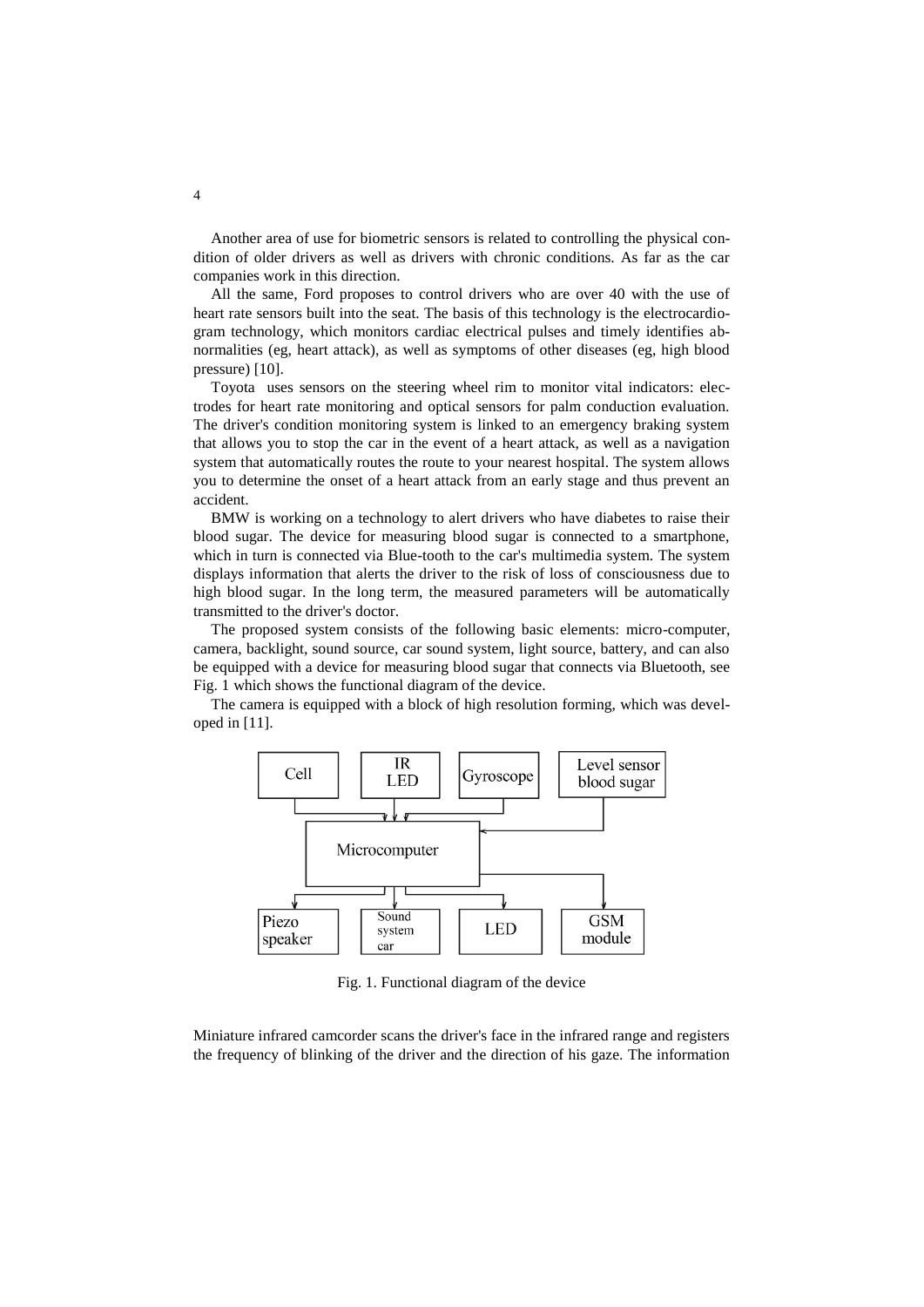Another area of use for biometric sensors is related to controlling the physical condition of older drivers as well as drivers with chronic conditions. As far as the car companies work in this direction.

All the same, Ford proposes to control drivers who are over 40 with the use of heart rate sensors built into the seat. The basis of this technology is the electrocardiogram technology, which monitors cardiac electrical pulses and timely identifies abnormalities (eg, heart attack), as well as symptoms of other diseases (eg, high blood pressure) [10].

Toyota uses sensors on the steering wheel rim to monitor vital indicators: electrodes for heart rate monitoring and optical sensors for palm conduction evaluation. The driver's condition monitoring system is linked to an emergency braking system that allows you to stop the car in the event of a heart attack, as well as a navigation system that automatically routes the route to your nearest hospital. The system allows you to determine the onset of a heart attack from an early stage and thus prevent an accident.

BMW is working on a technology to alert drivers who have diabetes to raise their blood sugar. The device for measuring blood sugar is connected to a smartphone, which in turn is connected via Blue-tooth to the car's multimedia system. The system displays information that alerts the driver to the risk of loss of consciousness due to high blood sugar. In the long term, the measured parameters will be automatically transmitted to the driver's doctor.

The proposed system consists of the following basic elements: micro-computer, camera, backlight, sound source, car sound system, light source, battery, and can also be equipped with a device for measuring blood sugar that connects via Bluetooth, see Fig. 1 which shows the functional diagram of the device.

The camera is equipped with a block of high resolution forming, which was developed in [11].

Cell, IR LED, Gyroscope, Level sensor blood sugar → Microcomputer → Piezo speaker, Sound system car, LED, GSM module

Fig. 1. Functional diagram of the device

Miniature infrared camcorder scans the driver's face in the infrared range and registers the frequency of blinking of the driver and the direction of his gaze. The information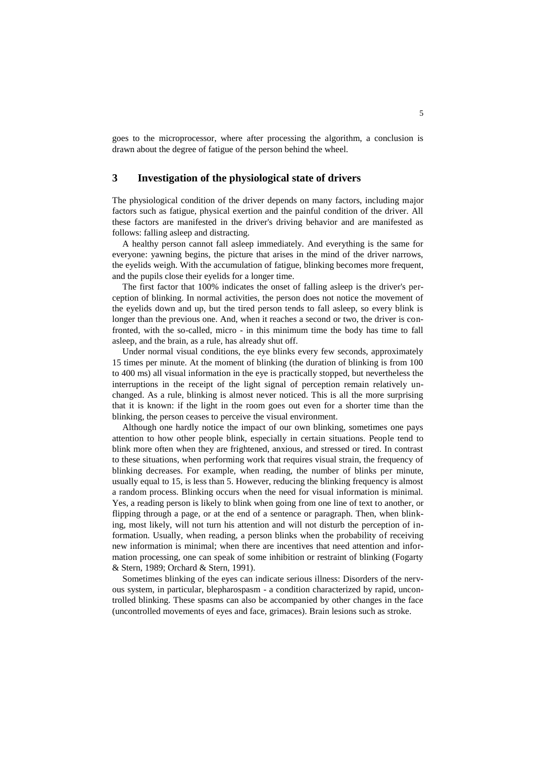goes to the microprocessor, where after processing the algorithm, a conclusion is drawn about the degree of fatigue of the person behind the wheel.

## 3 Investigation of the physiological state of drivers

The physiological condition of the driver depends on many factors, including major factors such as fatigue, physical exertion and the painful condition of the driver. All these factors are manifested in the driver's driving behavior and are manifested as follows: falling asleep and distracting.

A healthy person cannot fall asleep immediately. And everything is the same for everyone: yawning begins, the picture that arises in the mind of the driver narrows, the eyelids weigh. With the accumulation of fatigue, blinking becomes more frequent, and the pupils close their eyelids for a longer time.

The first factor that 100% indicates the onset of falling asleep is the driver's perception of blinking. In normal activities, the person does not notice the movement of the eyelids down and up, but the tired person tends to fall asleep, so every blink is longer than the previous one. And, when it reaches a second or two, the driver is confronted, with the so-called, micro - in this minimum time the body has time to fall asleep, and the brain, as a rule, has already shut off.

Under normal visual conditions, the eye blinks every few seconds, approximately 15 times per minute. At the moment of blinking (the duration of blinking is from 100 to 400 ms) all visual information in the eye is practically stopped, but nevertheless the interruptions in the receipt of the light signal of perception remain relatively unchanged. As a rule, blinking is almost never noticed. This is all the more surprising that it is known: if the light in the room goes out even for a shorter time than the blinking, the person ceases to perceive the visual environment.

Although one hardly notice the impact of our own blinking, sometimes one pays attention to how other people blink, especially in certain situations. People tend to blink more often when they are frightened, anxious, and stressed or tired. In contrast to these situations, when performing work that requires visual strain, the frequency of blinking decreases. For example, when reading, the number of blinks per minute, usually equal to 15, is less than 5. However, reducing the blinking frequency is almost a random process. Blinking occurs when the need for visual information is minimal. Yes, a reading person is likely to blink when going from one line of text to another, or flipping through a page, or at the end of a sentence or paragraph. Then, when blinking, most likely, will not turn his attention and will not disturb the perception of information. Usually, when reading, a person blinks when the probability of receiving new information is minimal; when there are incentives that need attention and information processing, one can speak of some inhibition or restraint of blinking (Fogarty & Stern, 1989; Orchard & Stern, 1991).

Sometimes blinking of the eyes can indicate serious illness: Disorders of the nervous system, in particular, blepharospasm - a condition characterized by rapid, uncontrolled blinking. These spasms can also be accompanied by other changes in the face (uncontrolled movements of eyes and face, grimaces). Brain lesions such as stroke.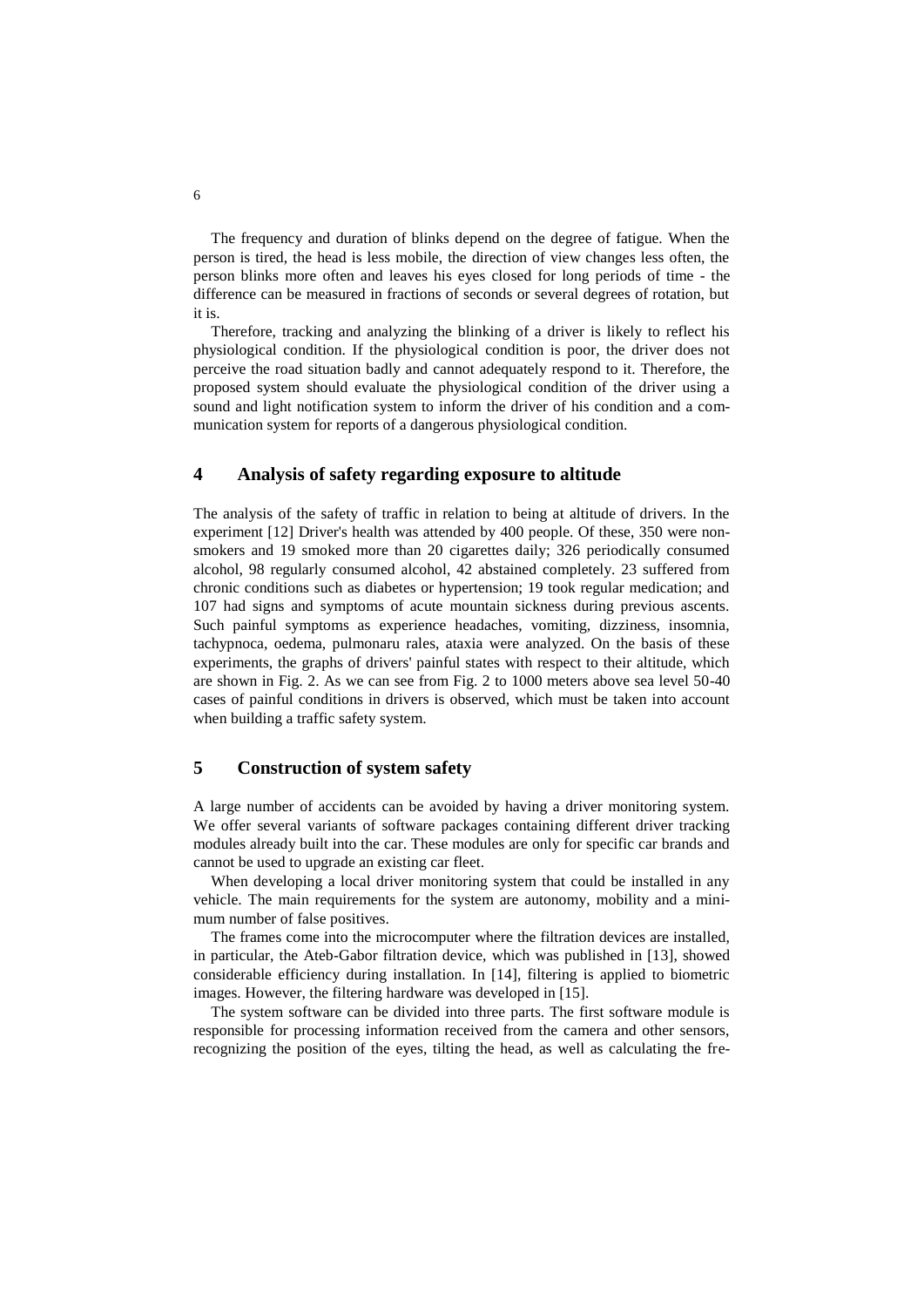The frequency and duration of blinks depend on the degree of fatigue. When the person is tired, the head is less mobile, the direction of view changes less often, the person blinks more often and leaves his eyes closed for long periods of time - the difference can be measured in fractions of seconds or several degrees of rotation, but it is.

Therefore, tracking and analyzing the blinking of a driver is likely to reflect his physiological condition. If the physiological condition is poor, the driver does not perceive the road situation badly and cannot adequately respond to it. Therefore, the proposed system should evaluate the physiological condition of the driver using a sound and light notification system to inform the driver of his condition and a communication system for reports of a dangerous physiological condition.

## 4 Analysis of safety regarding exposure to altitude

The analysis of the safety of traffic in relation to being at altitude of drivers. In the experiment [12] Driver's health was attended by 400 people. Of these, 350 were non-smokers and 19 smoked more than 20 cigarettes daily; 326 periodically consumed alcohol, 98 regularly consumed alcohol, 42 abstained completely. 23 suffered from chronic conditions such as diabetes or hypertension; 19 took regular medication; and 107 had signs and symptoms of acute mountain sickness during previous ascents. Such painful symptoms as experience headaches, vomiting, dizziness, insomnia, tachypnoca, oedema, pulmonaru rales, ataxia were analyzed. On the basis of these experiments, the graphs of drivers' painful states with respect to their altitude, which are shown in Fig. 2. As we can see from Fig. 2 to 1000 meters above sea level 50-40 cases of painful conditions in drivers is observed, which must be taken into account when building a traffic safety system.

## 5 Construction of system safety

A large number of accidents can be avoided by having a driver monitoring system. We offer several variants of software packages containing different driver tracking modules already built into the car. These modules are only for specific car brands and cannot be used to upgrade an existing car fleet.

When developing a local driver monitoring system that could be installed in any vehicle. The main requirements for the system are autonomy, mobility and a minimum number of false positives.

The frames come into the microcomputer where the filtration devices are installed, in particular, the Ateb-Gabor filtration device, which was published in [13], showed considerable efficiency during installation. In [14], filtering is applied to biometric images. However, the filtering hardware was developed in [15].

The system software can be divided into three parts. The first software module is responsible for processing information received from the camera and other sensors, recognizing the position of the eyes, tilting the head, as well as calculating the fre-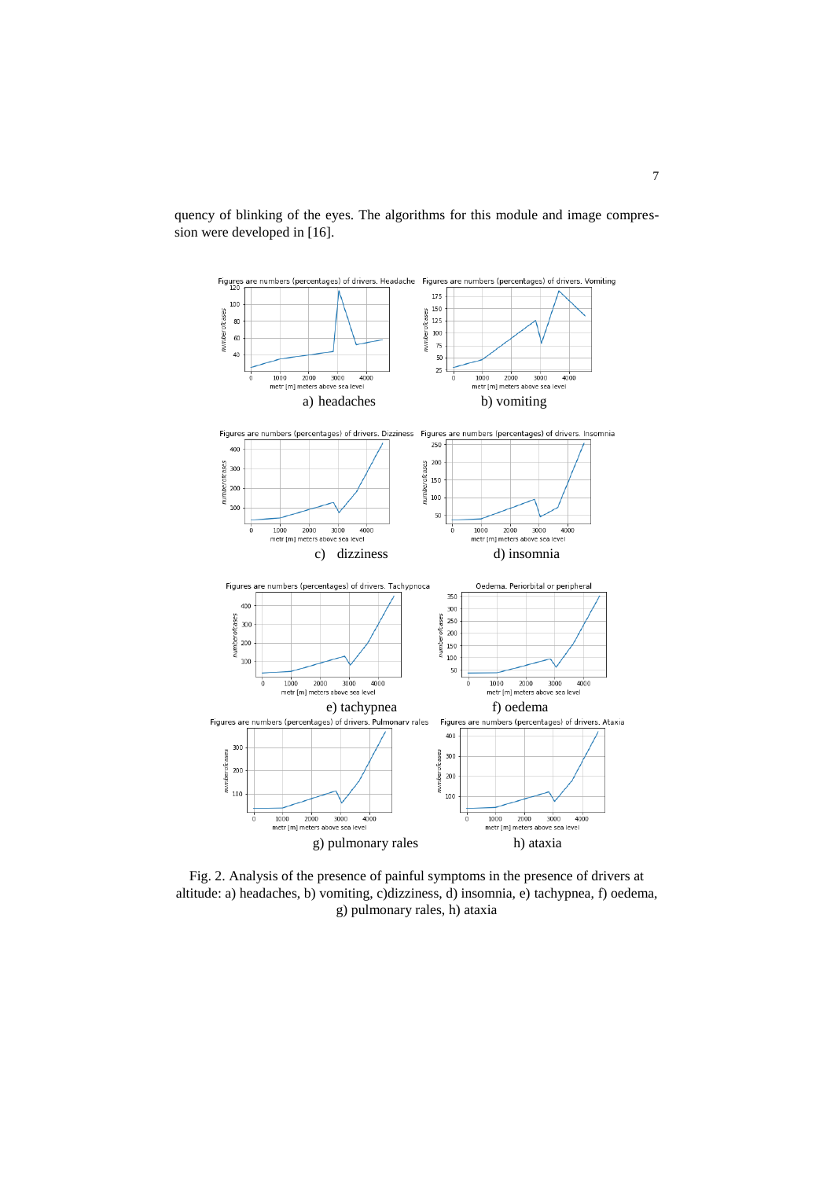quency of blinking of the eyes. The algorithms for this module and image compression were developed in [16].

a) headaches

b) vomiting

c) dizziness

d) insomnia

e) tachypnea

f) oedema

g) pulmonary rales

h) ataxia

Fig. 2. Analysis of the presence of painful symptoms in the presence of drivers at altitude: a) headaches, b) vomiting, c)dizziness, d) insomnia, e) tachypnea, f) oedema, g) pulmonary rales, h) ataxia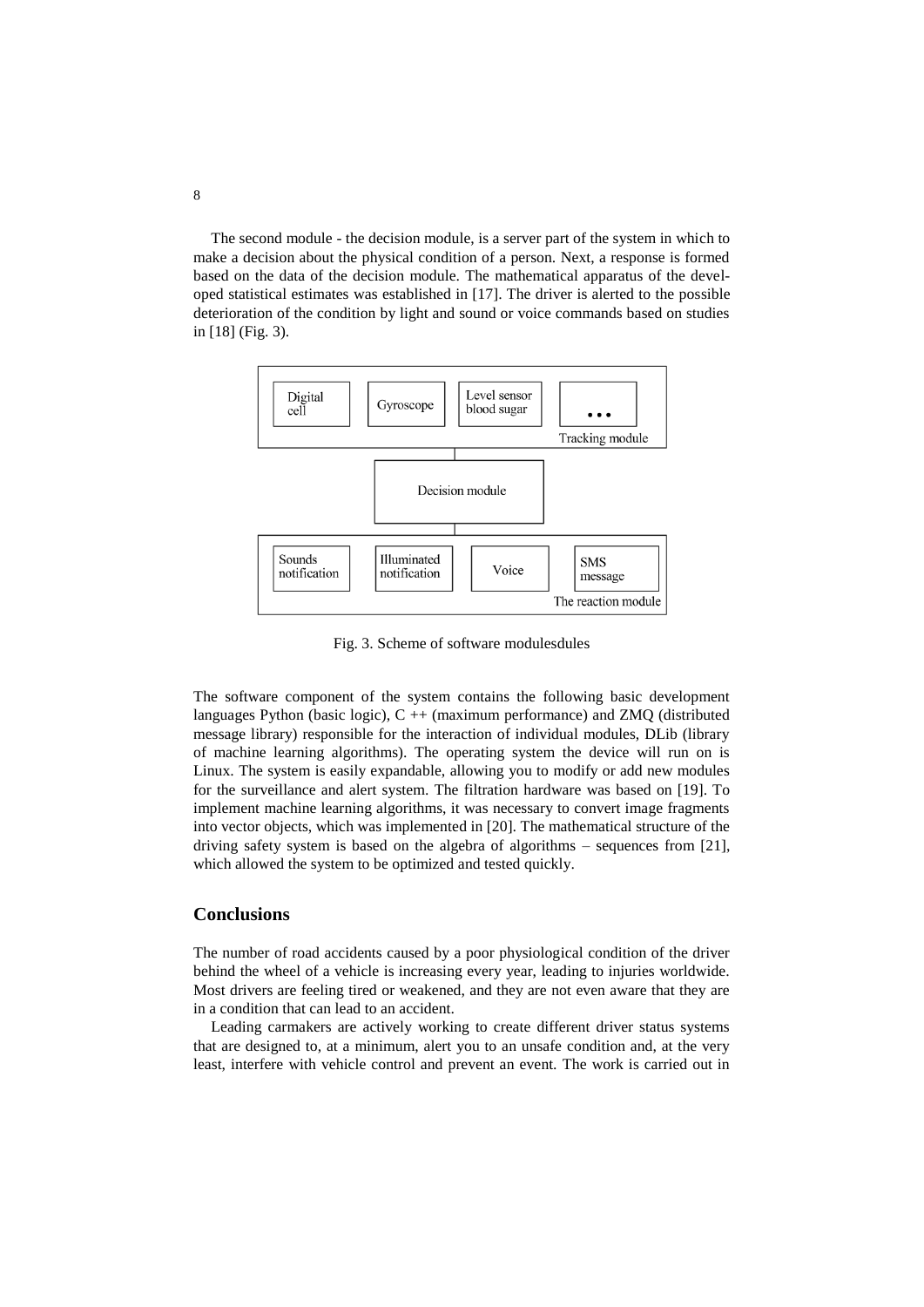The second module - the decision module, is a server part of the system in which to make a decision about the physical condition of a person. Next, a response is formed based on the data of the decision module. The mathematical apparatus of the developed statistical estimates was established in [17]. The driver is alerted to the possible deterioration of the condition by light and sound or voice commands based on studies in [18] (Fig. 3).

Fig. 3. Scheme of software modulesdules

The software component of the system contains the following basic development languages Python (basic logic), C ++ (maximum performance) and ZMQ (distributed message library) responsible for the interaction of individual modules, DLib (library of machine learning algorithms). The operating system the device will run on is Linux. The system is easily expandable, allowing you to modify or add new modules for the surveillance and alert system. The filtration hardware was based on [19]. To implement machine learning algorithms, it was necessary to convert image fragments into vector objects, which was implemented in [20]. The mathematical structure of the driving safety system is based on the algebra of algorithms – sequences from [21], which allowed the system to be optimized and tested quickly.

## Conclusions

The number of road accidents caused by a poor physiological condition of the driver behind the wheel of a vehicle is increasing every year, leading to injuries worldwide. Most drivers are feeling tired or weakened, and they are not even aware that they are in a condition that can lead to an accident.

Leading carmakers are actively working to create different driver status systems that are designed to, at a minimum, alert you to an unsafe condition and, at the very least, interfere with vehicle control and prevent an event. The work is carried out in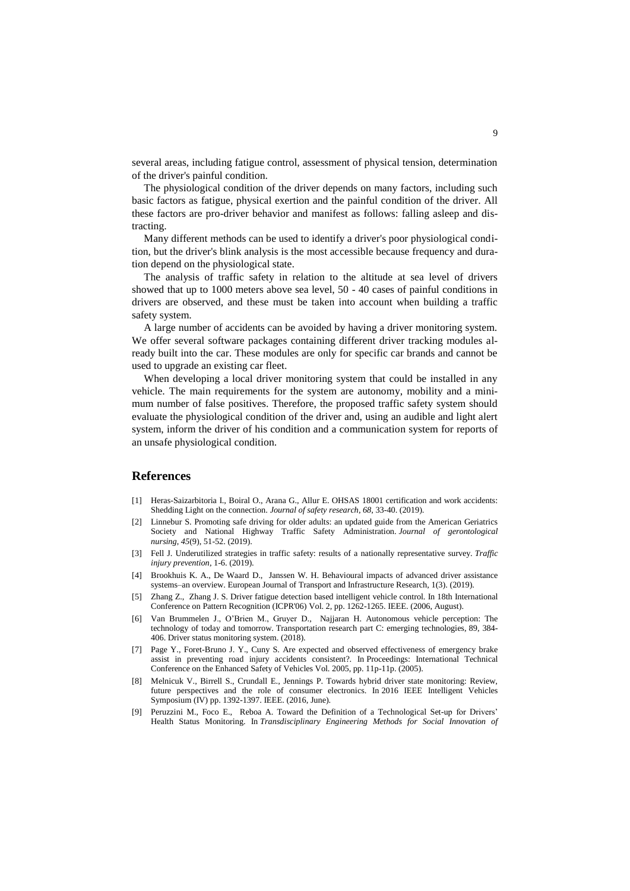several areas, including fatigue control, assessment of physical tension, determination of the driver's painful condition.

The physiological condition of the driver depends on many factors, including such basic factors as fatigue, physical exertion and the painful condition of the driver. All these factors are pro-driver behavior and manifest as follows: falling asleep and distracting.

Many different methods can be used to identify a driver's poor physiological condition, but the driver's blink analysis is the most accessible because frequency and duration depend on the physiological state.

The analysis of traffic safety in relation to the altitude at sea level of drivers showed that up to 1000 meters above sea level, 50 - 40 cases of painful conditions in drivers are observed, and these must be taken into account when building a traffic safety system.

A large number of accidents can be avoided by having a driver monitoring system. We offer several software packages containing different driver tracking modules already built into the car. These modules are only for specific car brands and cannot be used to upgrade an existing car fleet.

When developing a local driver monitoring system that could be installed in any vehicle. The main requirements for the system are autonomy, mobility and a minimum number of false positives. Therefore, the proposed traffic safety system should evaluate the physiological condition of the driver and, using an audible and light alert system, inform the driver of his condition and a communication system for reports of an unsafe physiological condition.

## References

[1] Heras-Saizarbitoria I., Boiral O., Arana G., Allur E. OHSAS 18001 certification and work accidents: Shedding Light on the connection. *Journal of safety research*, *68*, 33-40. (2019).

[2] Linnebur S. Promoting safe driving for older adults: an updated guide from the American Geriatrics Society and National Highway Traffic Safety Administration. *Journal of gerontological nursing*, *45*(9), 51-52. (2019).

[3] Fell J. Underutilized strategies in traffic safety: results of a nationally representative survey. *Traffic injury prevention*, 1-6. (2019).

[4] Brookhuis K. A., De Waard D., Janssen W. H. Behavioural impacts of advanced driver assistance systems–an overview. European Journal of Transport and Infrastructure Research, 1(3). (2019).

[5] Zhang Z., Zhang J. S. Driver fatigue detection based intelligent vehicle control. In 18th International Conference on Pattern Recognition (ICPR'06) Vol. 2, pp. 1262-1265. IEEE. (2006, August).

[6] Van Brummelen J., O'Brien M., Gruyer D., Najjaran H. Autonomous vehicle perception: The technology of today and tomorrow. Transportation research part C: emerging technologies, 89, 384-406. Driver status monitoring system. (2018).

[7] Page Y., Foret-Bruno J. Y., Cuny S. Are expected and observed effectiveness of emergency brake assist in preventing road injury accidents consistent?. In Proceedings: International Technical Conference on the Enhanced Safety of Vehicles Vol. 2005, pp. 11p-11p. (2005).

[8] Melnicuk V., Birrell S., Crundall E., Jennings P. Towards hybrid driver state monitoring: Review, future perspectives and the role of consumer electronics. In 2016 IEEE Intelligent Vehicles Symposium (IV) pp. 1392-1397. IEEE. (2016, June).

[9] Peruzzini M., Foco E., Reboa A. Toward the Definition of a Technological Set-up for Drivers' Health Status Monitoring. In *Transdisciplinary Engineering Methods for Social Innovation of*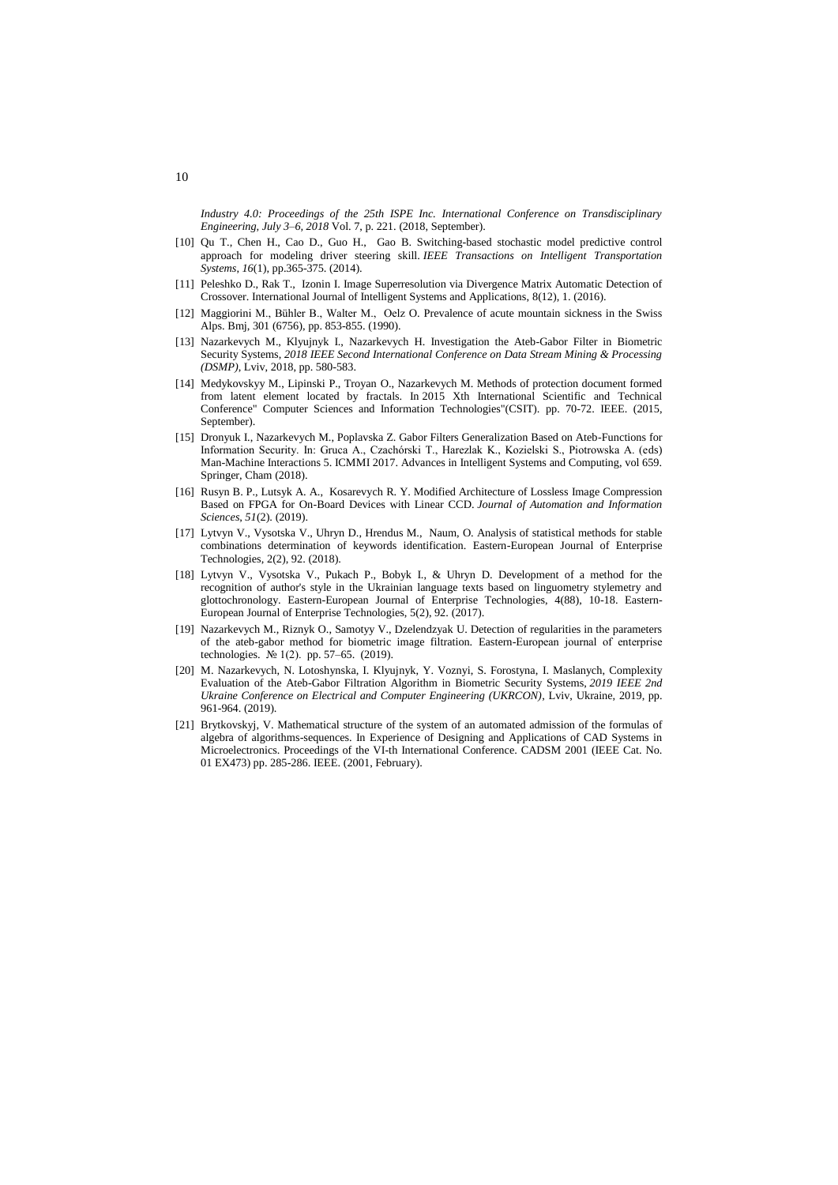*Industry 4.0: Proceedings of the 25th ISPE Inc. International Conference on Transdisciplinary Engineering, July 3–6, 2018* Vol. 7, p. 221. (2018, September).

[10] Qu T., Chen H., Cao D., Guo H., Gao B. Switching-based stochastic model predictive control approach for modeling driver steering skill. *IEEE Transactions on Intelligent Transportation Systems*, *16*(1), pp.365-375. (2014).

[11] Peleshko D., Rak T., Izonin I. Image Superresolution via Divergence Matrix Automatic Detection of Crossover. International Journal of Intelligent Systems and Applications, 8(12), 1. (2016).

[12] Maggiorini M., Bühler B., Walter M., Oelz O. Prevalence of acute mountain sickness in the Swiss Alps. Bmj, 301 (6756), pp. 853-855. (1990).

[13] Nazarkevych M., Klyujnyk I., Nazarkevych H. Investigation the Ateb-Gabor Filter in Biometric Security Systems, *2018 IEEE Second International Conference on Data Stream Mining & Processing (DSMP)*, Lviv, 2018, pp. 580-583.

[14] Medykovskyy M., Lipinski P., Troyan O., Nazarkevych M. Methods of protection document formed from latent element located by fractals. In 2015 Xth International Scientific and Technical Conference" Computer Sciences and Information Technologies"(CSIT). pp. 70-72. IEEE. (2015, September).

[15] Dronyuk I., Nazarkevych M., Poplavska Z. Gabor Filters Generalization Based on Ateb-Functions for Information Security. In: Gruca A., Czachórski T., Harezlak K., Kozielski S., Piotrowska A. (eds) Man-Machine Interactions 5. ICMMI 2017. Advances in Intelligent Systems and Computing, vol 659. Springer, Cham (2018).

[16] Rusyn B. P., Lutsyk A. A., Kosarevych R. Y. Modified Architecture of Lossless Image Compression Based on FPGA for On-Board Devices with Linear CCD. *Journal of Automation and Information Sciences*, *51*(2). (2019).

[17] Lytvyn V., Vysotska V., Uhryn D., Hrendus M., Naum, O. Analysis of statistical methods for stable combinations determination of keywords identification. Eastern-European Journal of Enterprise Technologies, 2(2), 92. (2018).

[18] Lytvyn V., Vysotska V., Pukach P., Bobyk I., & Uhryn D. Development of a method for the recognition of author's style in the Ukrainian language texts based on linguometry stylemetry and glottochronology. Eastern-European Journal of Enterprise Technologies, 4(88), 10-18. Eastern-European Journal of Enterprise Technologies, 5(2), 92. (2017).

[19] Nazarkevych M., Riznyk O., Samotyy V., Dzelendzyak U. Detection of regularities in the parameters of the ateb-gabor method for biometric image filtration. Eastern-European journal of enterprise technologies. № 1(2). pp. 57–65. (2019).

[20] M. Nazarkevych, N. Lotoshynska, I. Klyujnyk, Y. Voznyi, S. Forostyna, I. Maslanych, Complexity Evaluation of the Ateb-Gabor Filtration Algorithm in Biometric Security Systems, *2019 IEEE 2nd Ukraine Conference on Electrical and Computer Engineering (UKRCON)*, Lviv, Ukraine, 2019, pp. 961-964. (2019).

[21] Brytkovskyj, V. Mathematical structure of the system of an automated admission of the formulas of algebra of algorithms-sequences. In Experience of Designing and Applications of CAD Systems in Microelectronics. Proceedings of the VI-th International Conference. CADSM 2001 (IEEE Cat. No. 01 EX473) pp. 285-286. IEEE. (2001, February).